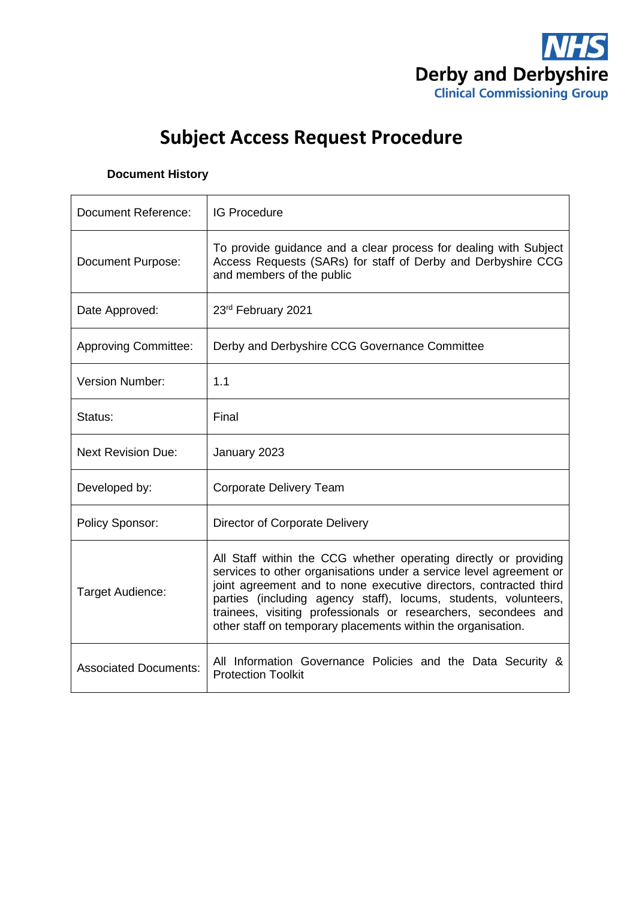NHS
Derby and Derbyshire
Clinical Commissioning Group

# Subject Access Request Procedure

**Document History**

| | |
|---|---|
| Document Reference: | IG Procedure |
| Document Purpose: | To provide guidance and a clear process for dealing with Subject Access Requests (SARs) for staff of Derby and Derbyshire CCG and members of the public |
| Date Approved: | 23rd February 2021 |
| Approving Committee: | Derby and Derbyshire CCG Governance Committee |
| Version Number: | 1.1 |
| Status: | Final |
| Next Revision Due: | January 2023 |
| Developed by: | Corporate Delivery Team |
| Policy Sponsor: | Director of Corporate Delivery |
| Target Audience: | All Staff within the CCG whether operating directly or providing services to other organisations under a service level agreement or joint agreement and to none executive directors, contracted third parties (including agency staff), locums, students, volunteers, trainees, visiting professionals or researchers, secondees and other staff on temporary placements within the organisation. |
| Associated Documents: | All Information Governance Policies and the Data Security & Protection Toolkit |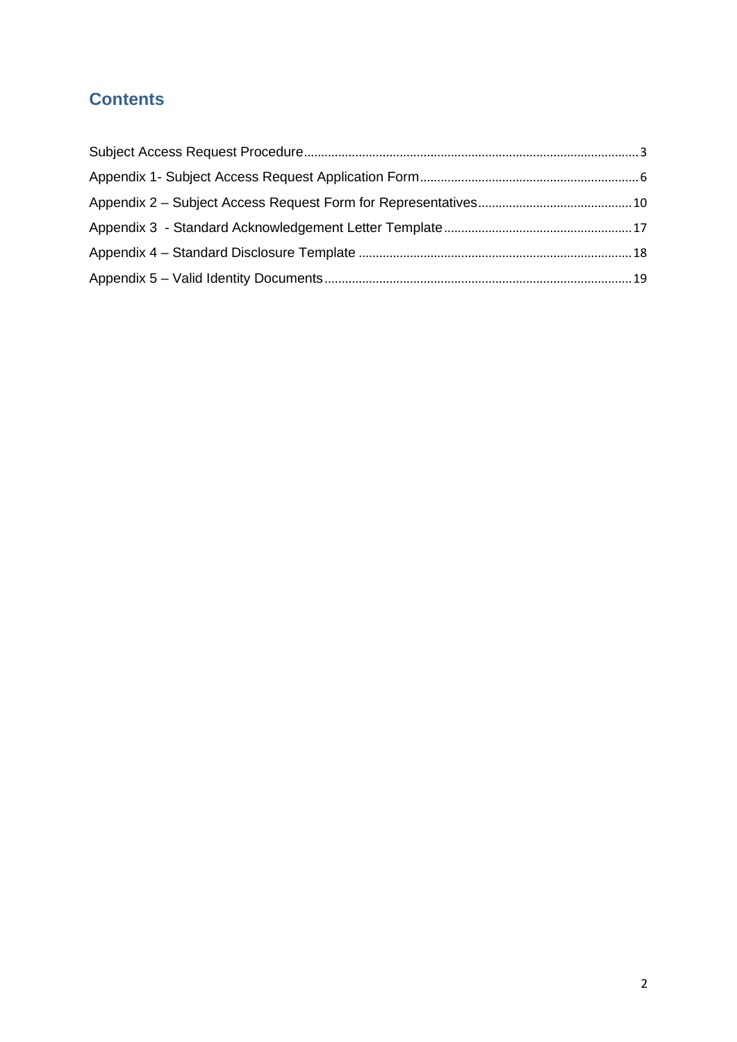## Contents

Subject Access Request Procedure.......................................................................................3

Appendix 1- Subject Access Request Application Form......................................................6

Appendix 2 – Subject Access Request Form for Representatives......................................10

Appendix 3 - Standard Acknowledgement Letter Template.................................................17

Appendix 4 – Standard Disclosure Template .....................................................................18

Appendix 5 – Valid Identity Documents...............................................................................19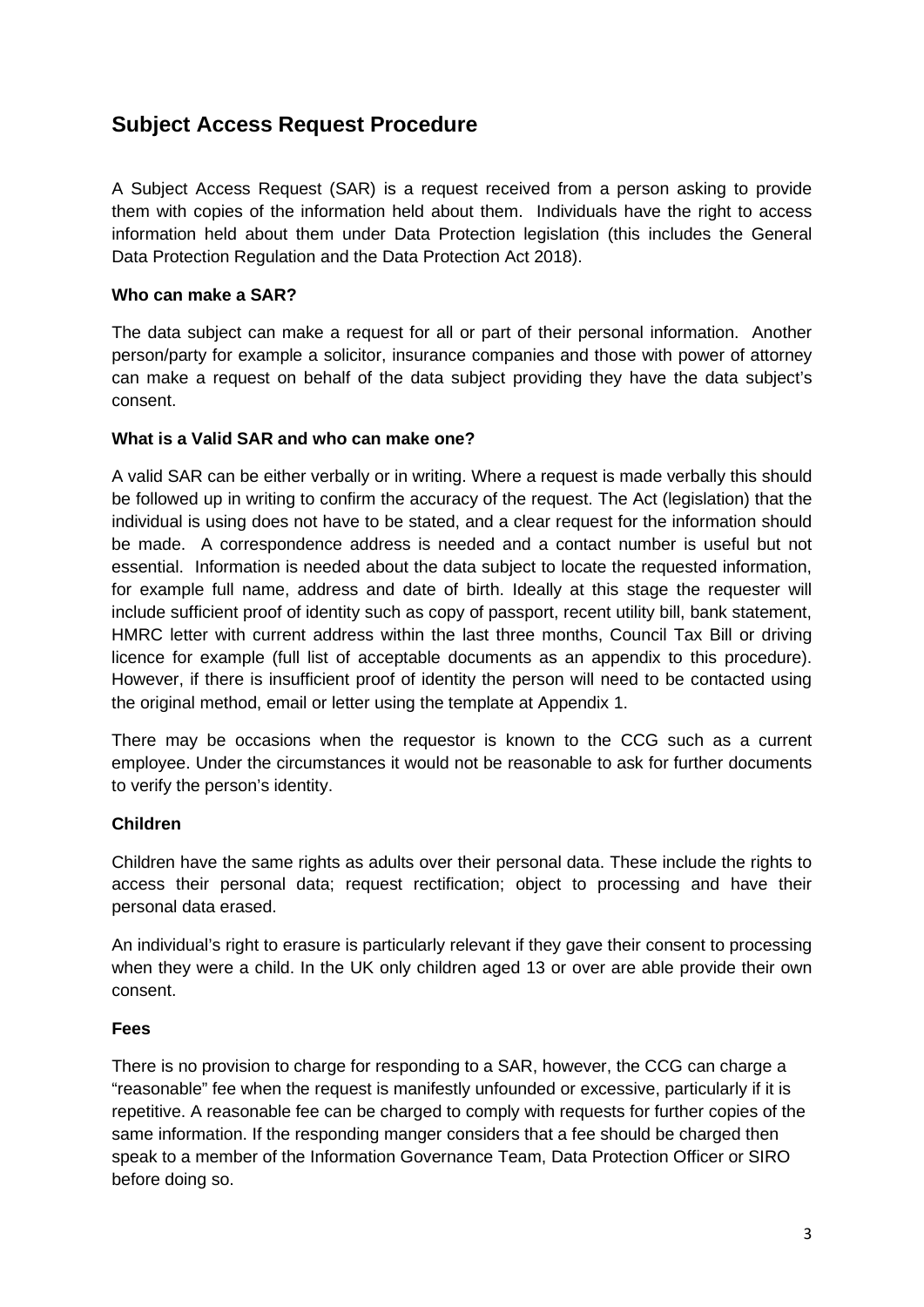## Subject Access Request Procedure

A Subject Access Request (SAR) is a request received from a person asking to provide them with copies of the information held about them. Individuals have the right to access information held about them under Data Protection legislation (this includes the General Data Protection Regulation and the Data Protection Act 2018).

**Who can make a SAR?**

The data subject can make a request for all or part of their personal information. Another person/party for example a solicitor, insurance companies and those with power of attorney can make a request on behalf of the data subject providing they have the data subject's consent.

**What is a Valid SAR and who can make one?**

A valid SAR can be either verbally or in writing. Where a request is made verbally this should be followed up in writing to confirm the accuracy of the request. The Act (legislation) that the individual is using does not have to be stated, and a clear request for the information should be made. A correspondence address is needed and a contact number is useful but not essential. Information is needed about the data subject to locate the requested information, for example full name, address and date of birth. Ideally at this stage the requester will include sufficient proof of identity such as copy of passport, recent utility bill, bank statement, HMRC letter with current address within the last three months, Council Tax Bill or driving licence for example (full list of acceptable documents as an appendix to this procedure). However, if there is insufficient proof of identity the person will need to be contacted using the original method, email or letter using the template at Appendix 1.

There may be occasions when the requestor is known to the CCG such as a current employee. Under the circumstances it would not be reasonable to ask for further documents to verify the person's identity.

**Children**

Children have the same rights as adults over their personal data. These include the rights to access their personal data; request rectification; object to processing and have their personal data erased.

An individual's right to erasure is particularly relevant if they gave their consent to processing when they were a child. In the UK only children aged 13 or over are able provide their own consent.

**Fees**

There is no provision to charge for responding to a SAR, however, the CCG can charge a "reasonable" fee when the request is manifestly unfounded or excessive, particularly if it is repetitive. A reasonable fee can be charged to comply with requests for further copies of the same information. If the responding manger considers that a fee should be charged then speak to a member of the Information Governance Team, Data Protection Officer or SIRO before doing so.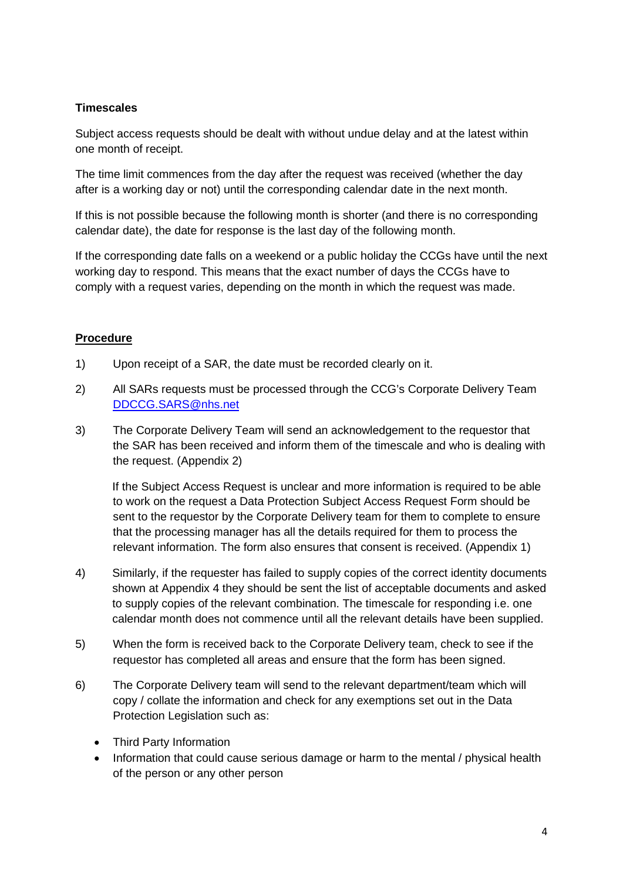**Timescales**

Subject access requests should be dealt with without undue delay and at the latest within one month of receipt.

The time limit commences from the day after the request was received (whether the day after is a working day or not) until the corresponding calendar date in the next month.

If this is not possible because the following month is shorter (and there is no corresponding calendar date), the date for response is the last day of the following month.

If the corresponding date falls on a weekend or a public holiday the CCGs have until the next working day to respond. This means that the exact number of days the CCGs have to comply with a request varies, depending on the month in which the request was made.

**Procedure**

1) Upon receipt of a SAR, the date must be recorded clearly on it.

2) All SARs requests must be processed through the CCG's Corporate Delivery Team [DDCCG.SARS@nhs.net](mailto:DDCCG.SARS@nhs.net)

3) The Corporate Delivery Team will send an acknowledgement to the requestor that the SAR has been received and inform them of the timescale and who is dealing with the request. (Appendix 2)

   If the Subject Access Request is unclear and more information is required to be able to work on the request a Data Protection Subject Access Request Form should be sent to the requestor by the Corporate Delivery team for them to complete to ensure that the processing manager has all the details required for them to process the relevant information. The form also ensures that consent is received. (Appendix 1)

4) Similarly, if the requester has failed to supply copies of the correct identity documents shown at Appendix 4 they should be sent the list of acceptable documents and asked to supply copies of the relevant combination. The timescale for responding i.e. one calendar month does not commence until all the relevant details have been supplied.

5) When the form is received back to the Corporate Delivery team, check to see if the requestor has completed all areas and ensure that the form has been signed.

6) The Corporate Delivery team will send to the relevant department/team which will copy / collate the information and check for any exemptions set out in the Data Protection Legislation such as:

   - Third Party Information
   - Information that could cause serious damage or harm to the mental / physical health of the person or any other person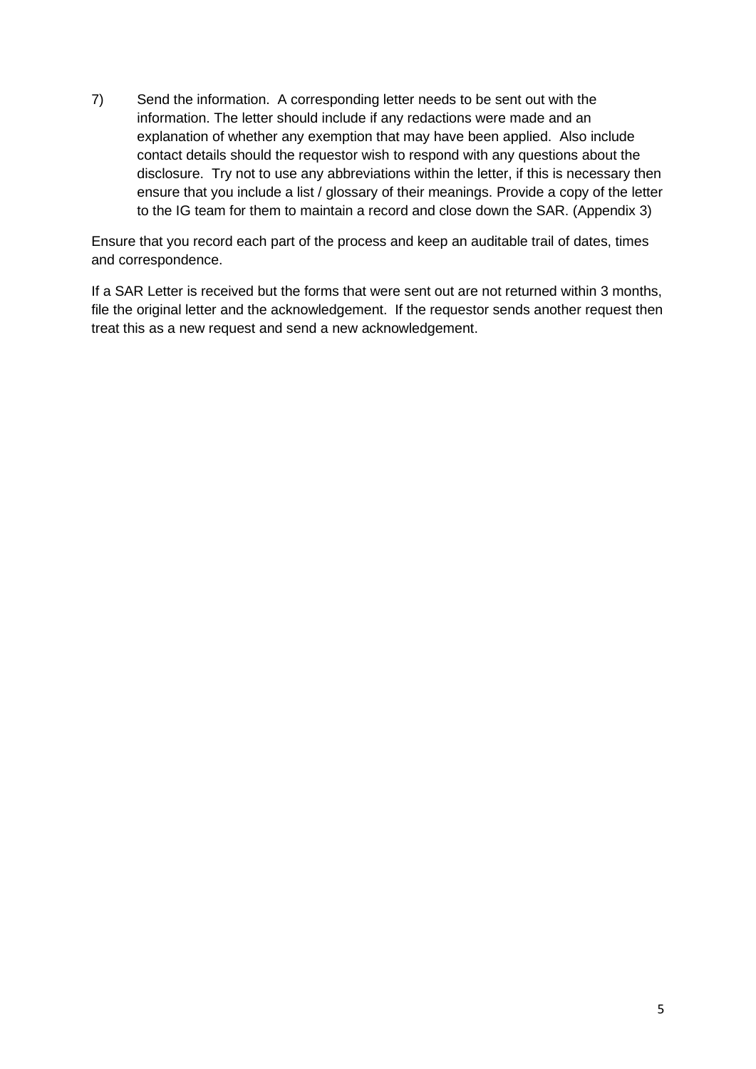7) Send the information. A corresponding letter needs to be sent out with the information. The letter should include if any redactions were made and an explanation of whether any exemption that may have been applied. Also include contact details should the requestor wish to respond with any questions about the disclosure. Try not to use any abbreviations within the letter, if this is necessary then ensure that you include a list / glossary of their meanings. Provide a copy of the letter to the IG team for them to maintain a record and close down the SAR. (Appendix 3)

Ensure that you record each part of the process and keep an auditable trail of dates, times and correspondence.

If a SAR Letter is received but the forms that were sent out are not returned within 3 months, file the original letter and the acknowledgement. If the requestor sends another request then treat this as a new request and send a new acknowledgement.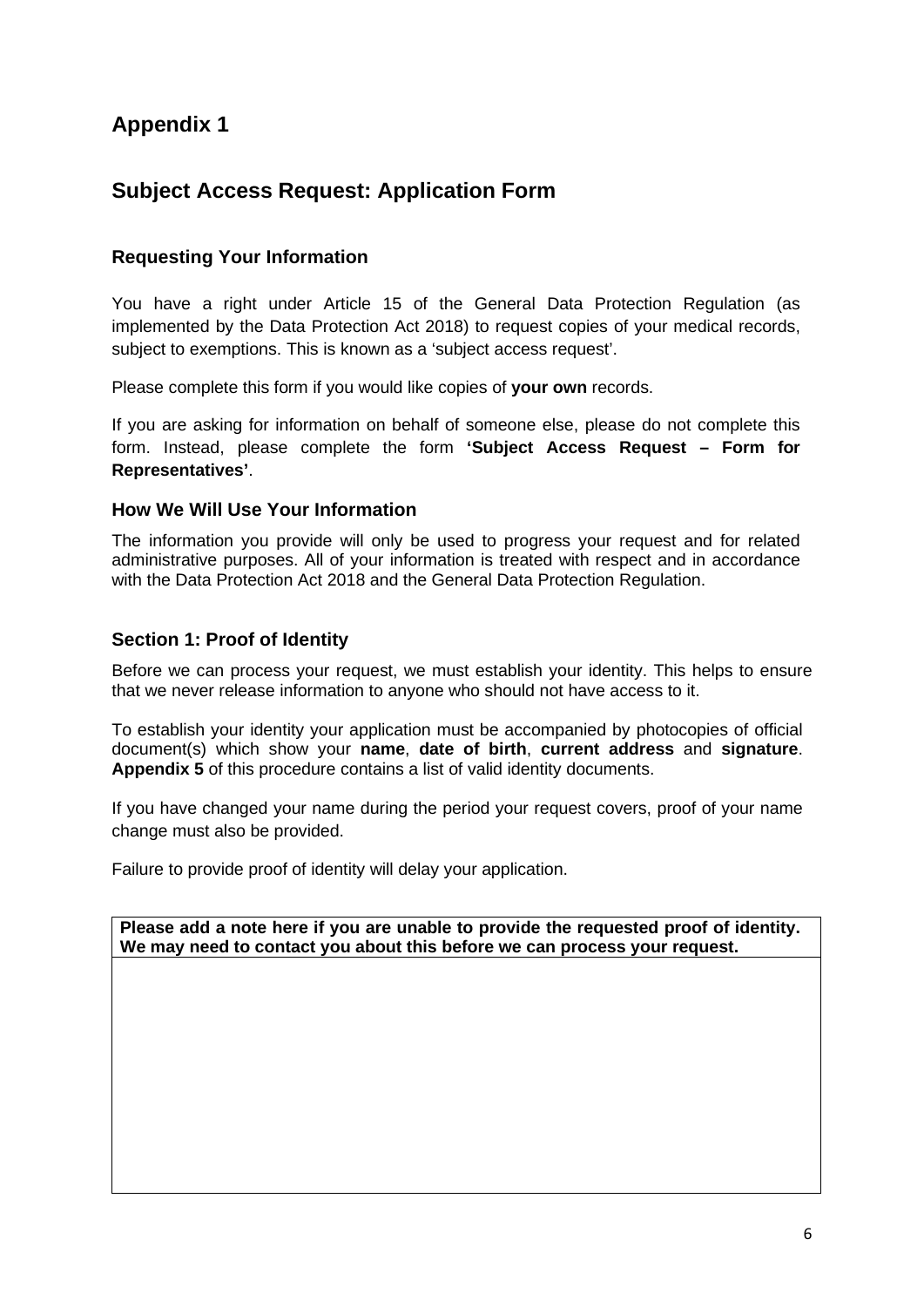# Appendix 1

## Subject Access Request: Application Form

### Requesting Your Information

You have a right under Article 15 of the General Data Protection Regulation (as implemented by the Data Protection Act 2018) to request copies of your medical records, subject to exemptions. This is known as a 'subject access request'.

Please complete this form if you would like copies of **your own** records.

If you are asking for information on behalf of someone else, please do not complete this form. Instead, please complete the form **'Subject Access Request – Form for Representatives'**.

### How We Will Use Your Information

The information you provide will only be used to progress your request and for related administrative purposes. All of your information is treated with respect and in accordance with the Data Protection Act 2018 and the General Data Protection Regulation.

### Section 1: Proof of Identity

Before we can process your request, we must establish your identity. This helps to ensure that we never release information to anyone who should not have access to it.

To establish your identity your application must be accompanied by photocopies of official document(s) which show your **name**, **date of birth**, **current address** and **signature**. **Appendix 5** of this procedure contains a list of valid identity documents.

If you have changed your name during the period your request covers, proof of your name change must also be provided.

Failure to provide proof of identity will delay your application.

| **Please add a note here if you are unable to provide the requested proof of identity. We may need to contact you about this before we can process your request.** |
| --- |
| |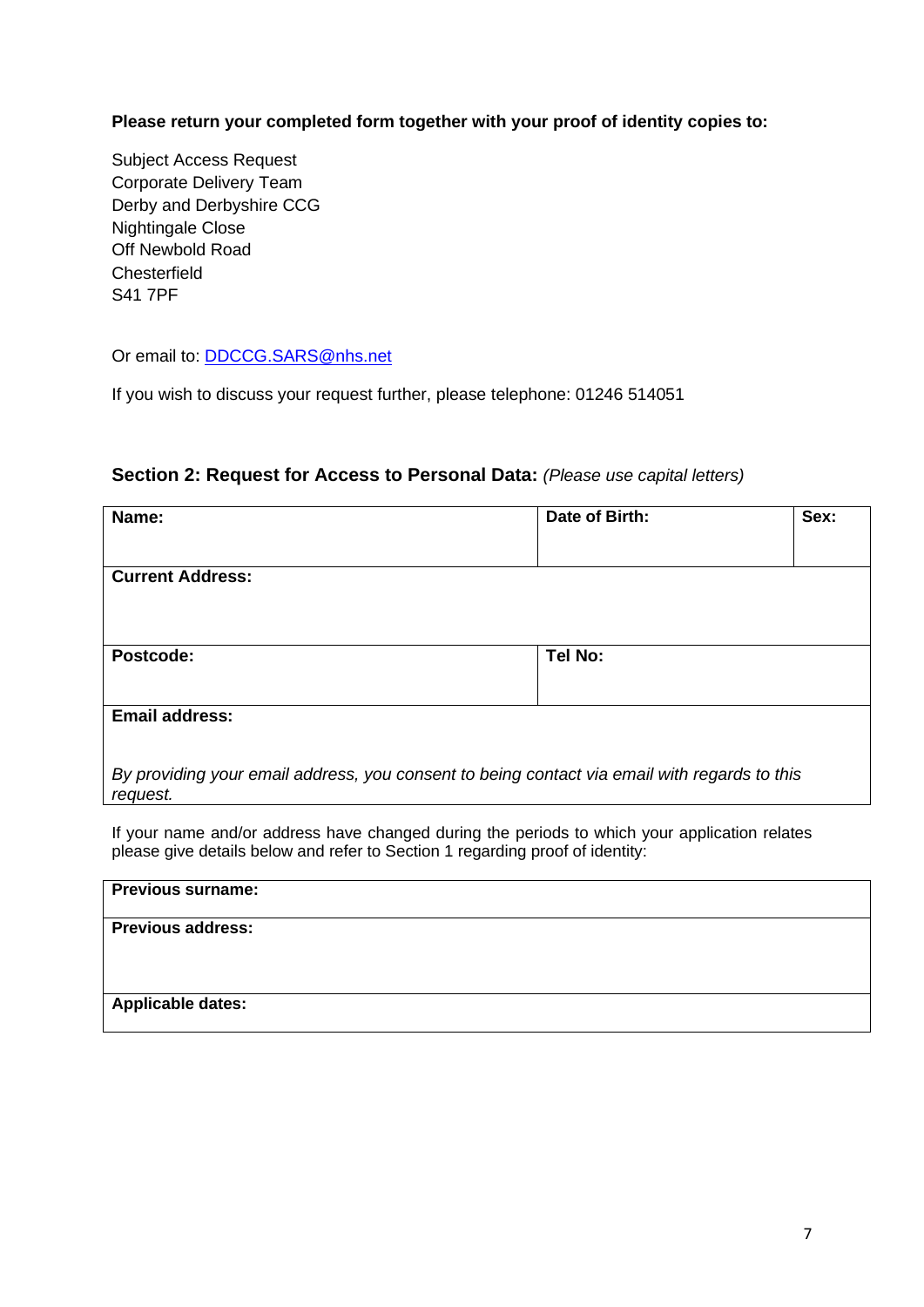**Please return your completed form together with your proof of identity copies to:**

Subject Access Request
Corporate Delivery Team
Derby and Derbyshire CCG
Nightingale Close
Off Newbold Road
Chesterfield
S41 7PF

Or email to: DDCCG.SARS@nhs.net

If you wish to discuss your request further, please telephone: 01246 514051

## Section 2: Request for Access to Personal Data: *(Please use capital letters)*

| **Name:** | **Date of Birth:** | **Sex:** |
|---|---|---|
| **Current Address:** | | |
| **Postcode:** | **Tel No:** | |
| **Email address:**<br><br>*By providing your email address, you consent to being contact via email with regards to this request.* | | |

If your name and/or address have changed during the periods to which your application relates please give details below and refer to Section 1 regarding proof of identity:

| **Previous surname:** |
|---|
| **Previous address:** |
| **Applicable dates:** |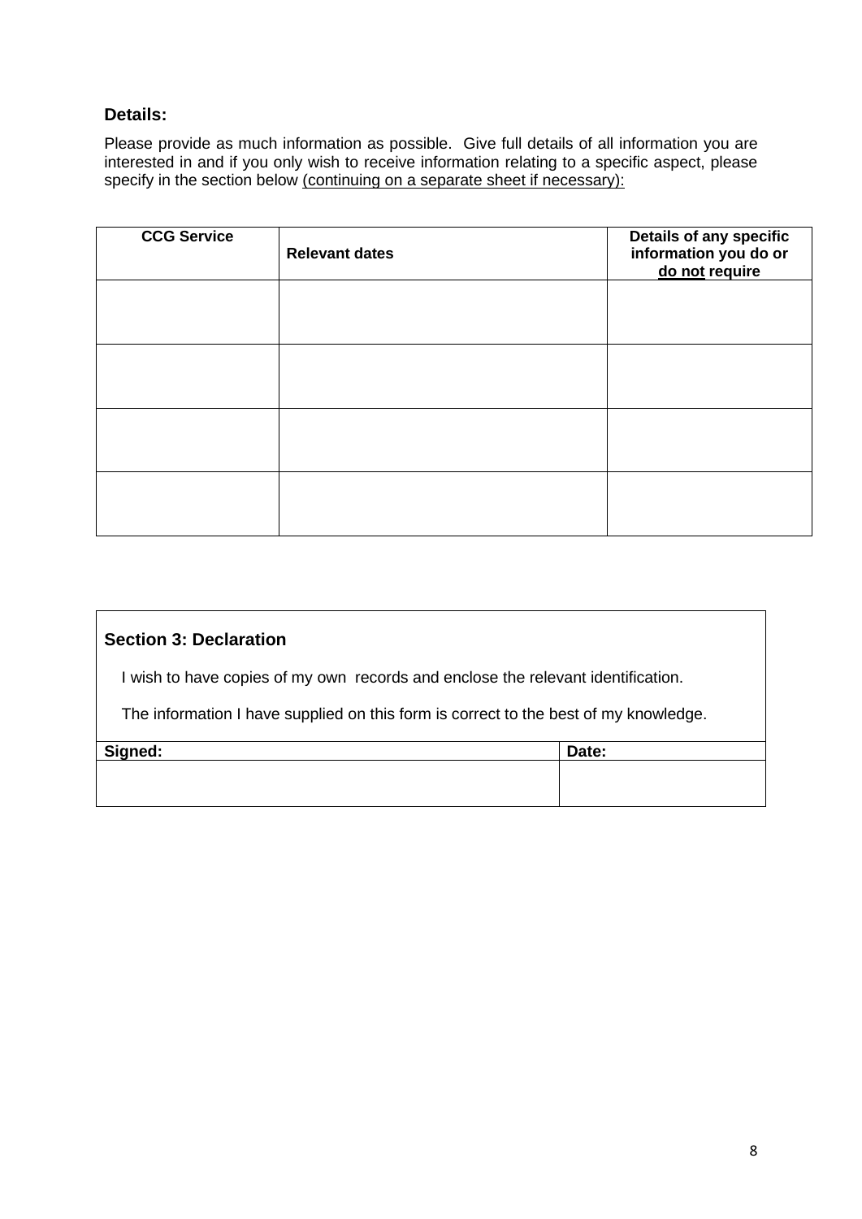**Details:**

Please provide as much information as possible. Give full details of all information you are interested in and if you only wish to receive information relating to a specific aspect, please specify in the section below (continuing on a separate sheet if necessary):

| CCG Service | Relevant dates | Details of any specific information you do or do not require |
|---|---|---|
| | | |
| | | |
| | | |
| | | |

**Section 3: Declaration**

I wish to have copies of my own records and enclose the relevant identification.

The information I have supplied on this form is correct to the best of my knowledge.

| Signed: | Date: |
|---|---|
| | |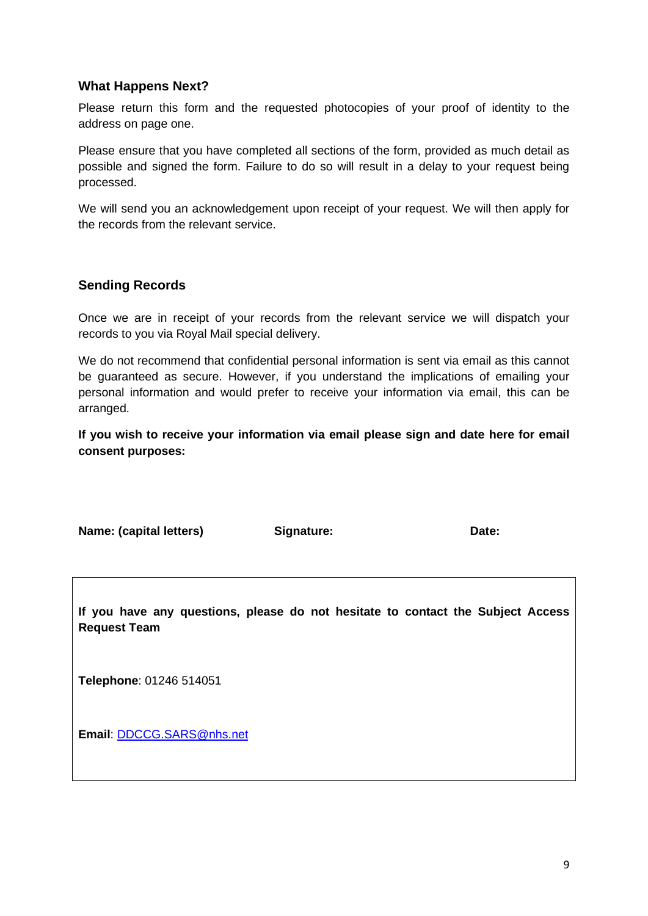### What Happens Next?

Please return this form and the requested photocopies of your proof of identity to the address on page one.

Please ensure that you have completed all sections of the form, provided as much detail as possible and signed the form. Failure to do so will result in a delay to your request being processed.

We will send you an acknowledgement upon receipt of your request. We will then apply for the records from the relevant service.

### Sending Records

Once we are in receipt of your records from the relevant service we will dispatch your records to you via Royal Mail special delivery.

We do not recommend that confidential personal information is sent via email as this cannot be guaranteed as secure. However, if you understand the implications of emailing your personal information and would prefer to receive your information via email, this can be arranged.

**If you wish to receive your information via email please sign and date here for email consent purposes:**

**Name: (capital letters)** **Signature:** **Date:**

**If you have any questions, please do not hesitate to contact the Subject Access Request Team**

**Telephone**: 01246 514051

**Email**: DDCCG.SARS@nhs.net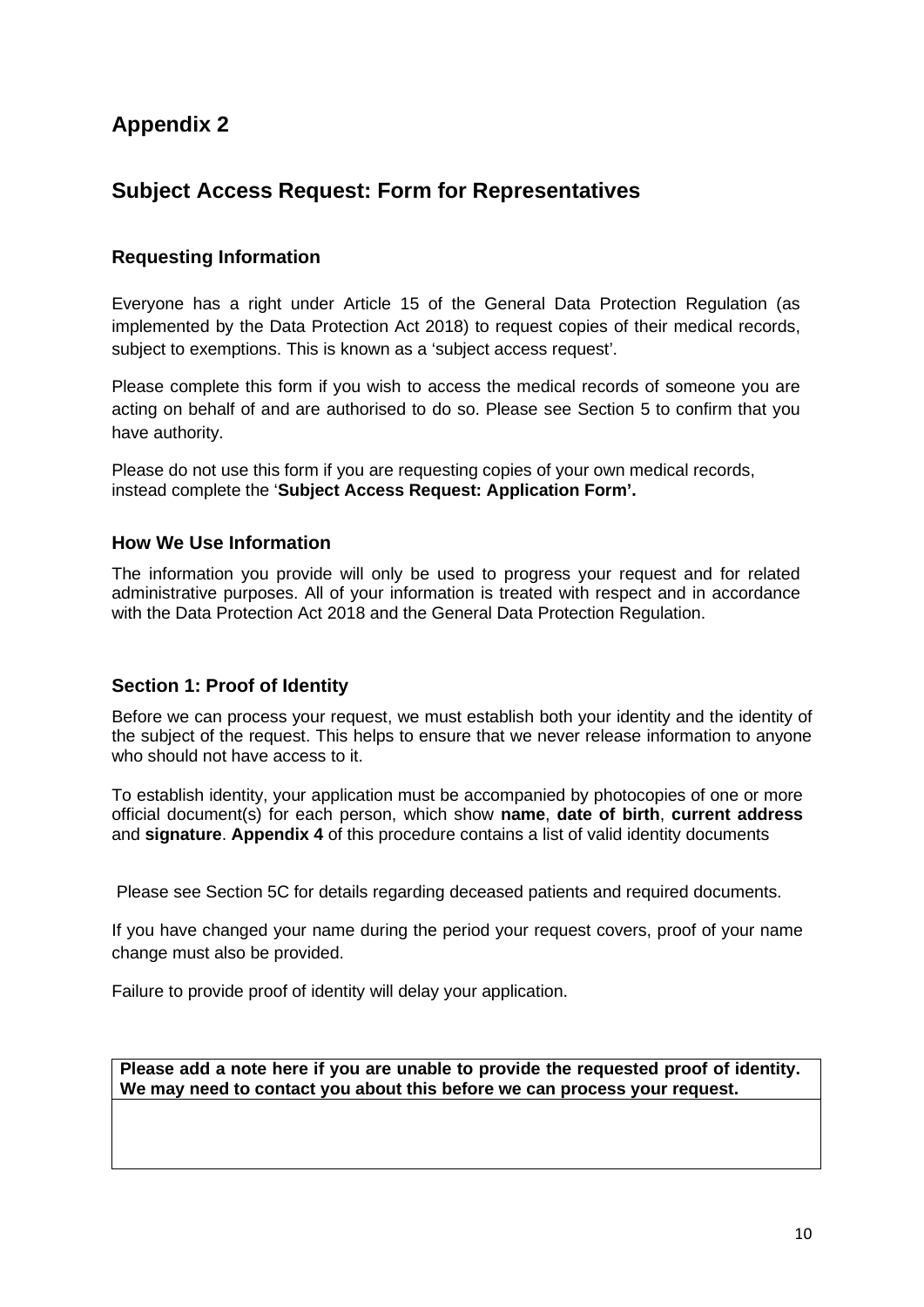## Appendix 2

## Subject Access Request: Form for Representatives

### Requesting Information

Everyone has a right under Article 15 of the General Data Protection Regulation (as implemented by the Data Protection Act 2018) to request copies of their medical records, subject to exemptions. This is known as a 'subject access request'.

Please complete this form if you wish to access the medical records of someone you are acting on behalf of and are authorised to do so. Please see Section 5 to confirm that you have authority.

Please do not use this form if you are requesting copies of your own medical records, instead complete the '**Subject Access Request: Application Form'.**

### How We Use Information

The information you provide will only be used to progress your request and for related administrative purposes. All of your information is treated with respect and in accordance with the Data Protection Act 2018 and the General Data Protection Regulation.

### Section 1: Proof of Identity

Before we can process your request, we must establish both your identity and the identity of the subject of the request. This helps to ensure that we never release information to anyone who should not have access to it.

To establish identity, your application must be accompanied by photocopies of one or more official document(s) for each person, which show **name**, **date of birth**, **current address** and **signature**. **Appendix 4** of this procedure contains a list of valid identity documents

Please see Section 5C for details regarding deceased patients and required documents.

If you have changed your name during the period your request covers, proof of your name change must also be provided.

Failure to provide proof of identity will delay your application.

| **Please add a note here if you are unable to provide the requested proof of identity. We may need to contact you about this before we can process your request.** |
| --- |
| |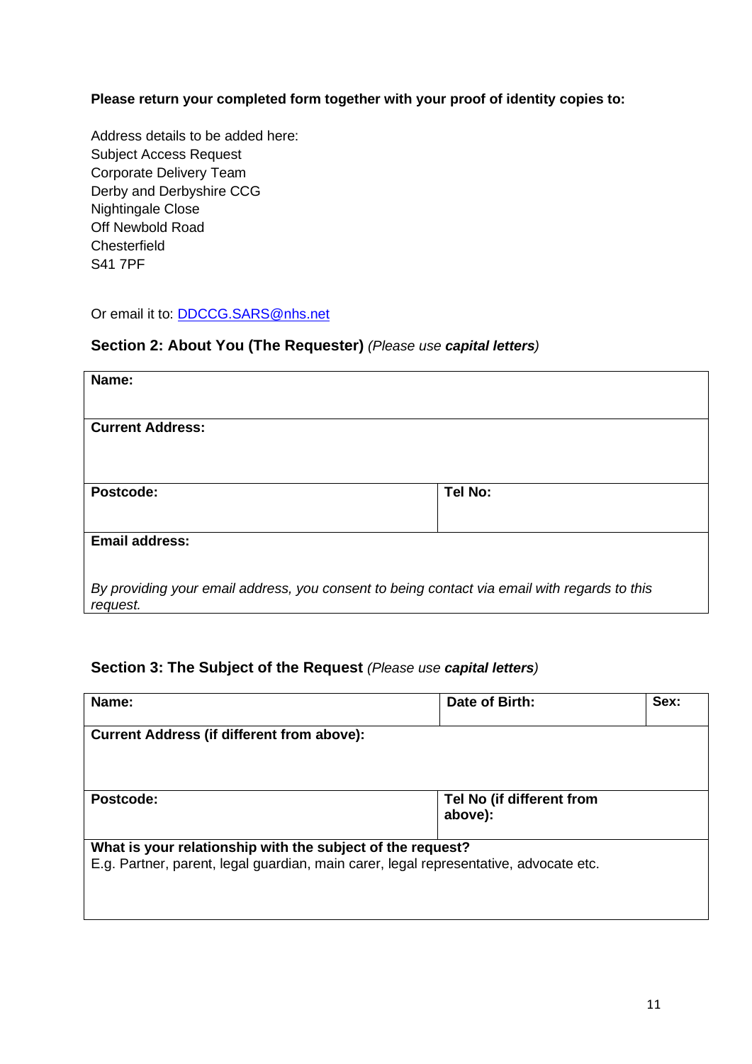**Please return your completed form together with your proof of identity copies to:**

Address details to be added here:
Subject Access Request
Corporate Delivery Team
Derby and Derbyshire CCG
Nightingale Close
Off Newbold Road
Chesterfield
S41 7PF

Or email it to: [DDCCG.SARS@nhs.net](mailto:DDCCG.SARS@nhs.net)

## Section 2: About You (The Requester) *(Please use **capital letters**)*

| **Name:** | |
|---|---|
| **Current Address:** | |
| **Postcode:** | **Tel No:** |
| **Email address:**<br><br>*By providing your email address, you consent to being contact via email with regards to this request.* | |

## Section 3: The Subject of the Request *(Please use **capital letters**)*

| **Name:** | **Date of Birth:** | **Sex:** |
|---|---|---|
| **Current Address (if different from above):** | | |
| **Postcode:** | **Tel No (if different from above):** | |
| **What is your relationship with the subject of the request?**<br>E.g. Partner, parent, legal guardian, main carer, legal representative, advocate etc. | | |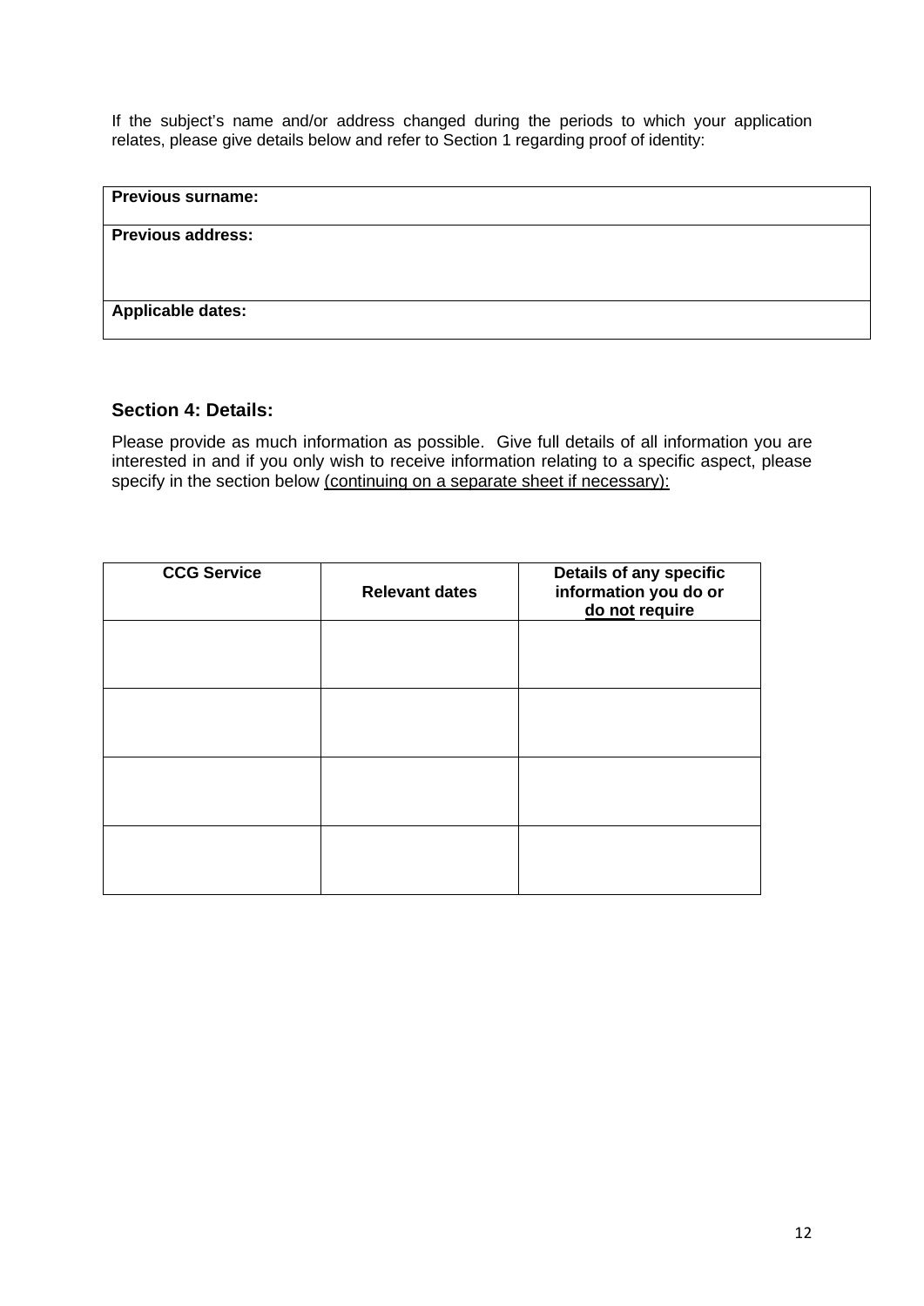If the subject's name and/or address changed during the periods to which your application relates, please give details below and refer to Section 1 regarding proof of identity:

| **Previous surname:** |
|---|
| **Previous address:** |
| **Applicable dates:** |

## Section 4: Details:

Please provide as much information as possible. Give full details of all information you are interested in and if you only wish to receive information relating to a specific aspect, please specify in the section below (continuing on a separate sheet if necessary):

| CCG Service | Relevant dates | Details of any specific information you do or do not require |
|---|---|---|
| | | |
| | | |
| | | |
| | | |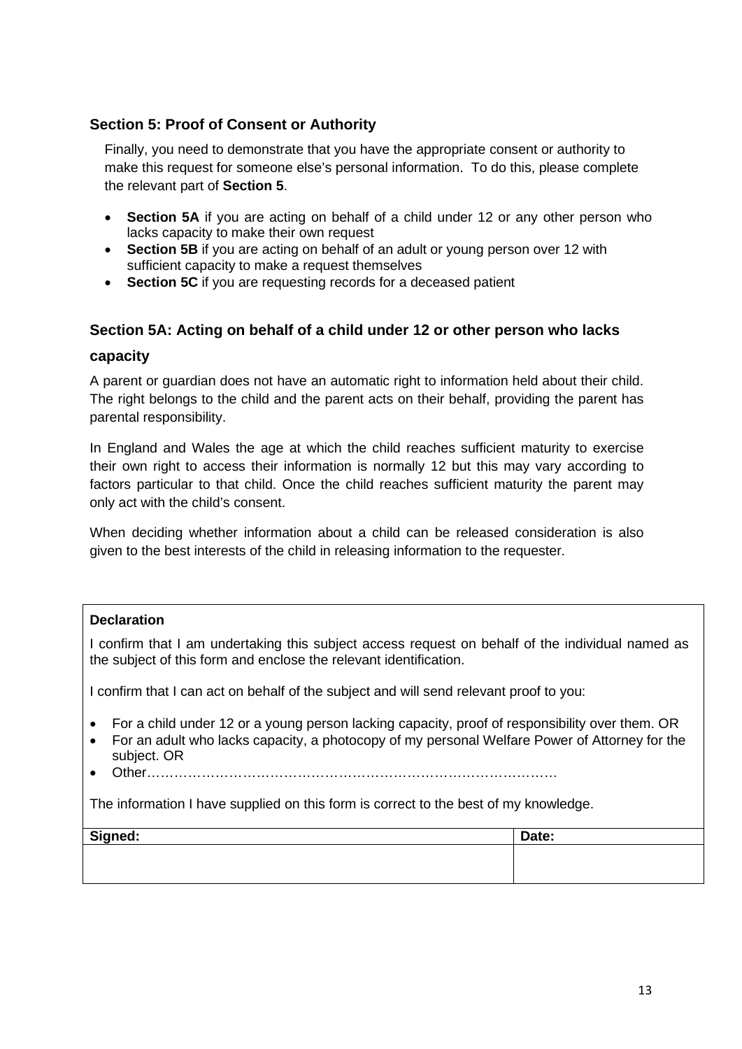## Section 5: Proof of Consent or Authority

Finally, you need to demonstrate that you have the appropriate consent or authority to make this request for someone else's personal information. To do this, please complete the relevant part of **Section 5**.

- **Section 5A** if you are acting on behalf of a child under 12 or any other person who lacks capacity to make their own request
- **Section 5B** if you are acting on behalf of an adult or young person over 12 with sufficient capacity to make a request themselves
- **Section 5C** if you are requesting records for a deceased patient

## Section 5A: Acting on behalf of a child under 12 or other person who lacks capacity

A parent or guardian does not have an automatic right to information held about their child. The right belongs to the child and the parent acts on their behalf, providing the parent has parental responsibility.

In England and Wales the age at which the child reaches sufficient maturity to exercise their own right to access their information is normally 12 but this may vary according to factors particular to that child. Once the child reaches sufficient maturity the parent may only act with the child's consent.

When deciding whether information about a child can be released consideration is also given to the best interests of the child in releasing information to the requester.

**Declaration**

I confirm that I am undertaking this subject access request on behalf of the individual named as the subject of this form and enclose the relevant identification.

I confirm that I can act on behalf of the subject and will send relevant proof to you:

- For a child under 12 or a young person lacking capacity, proof of responsibility over them. OR
- For an adult who lacks capacity, a photocopy of my personal Welfare Power of Attorney for the subject. OR
- Other……………………………………………………………………………

The information I have supplied on this form is correct to the best of my knowledge.

| Signed: | Date: |
| --- | --- |
| | |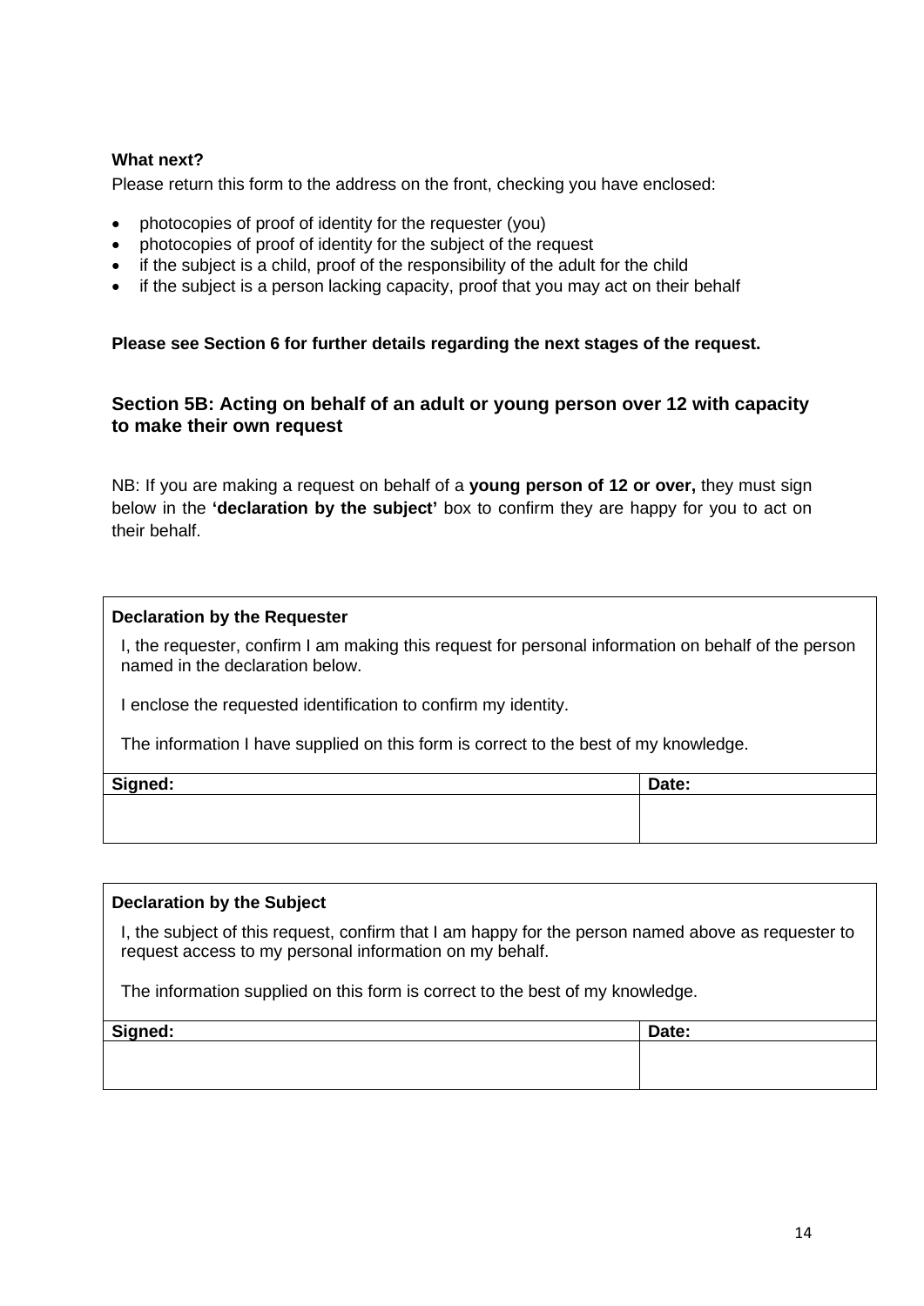**What next?**

Please return this form to the address on the front, checking you have enclosed:

- photocopies of proof of identity for the requester (you)
- photocopies of proof of identity for the subject of the request
- if the subject is a child, proof of the responsibility of the adult for the child
- if the subject is a person lacking capacity, proof that you may act on their behalf

**Please see Section 6 for further details regarding the next stages of the request.**

### Section 5B: Acting on behalf of an adult or young person over 12 with capacity to make their own request

NB: If you are making a request on behalf of a **young person of 12 or over,** they must sign below in the **'declaration by the subject'** box to confirm they are happy for you to act on their behalf.

**Declaration by the Requester**

I, the requester, confirm I am making this request for personal information on behalf of the person named in the declaration below.

I enclose the requested identification to confirm my identity.

The information I have supplied on this form is correct to the best of my knowledge.

| Signed: | Date: |
|---|---|
| | |

**Declaration by the Subject**

I, the subject of this request, confirm that I am happy for the person named above as requester to request access to my personal information on my behalf.

The information supplied on this form is correct to the best of my knowledge.

| Signed: | Date: |
|---|---|
| | |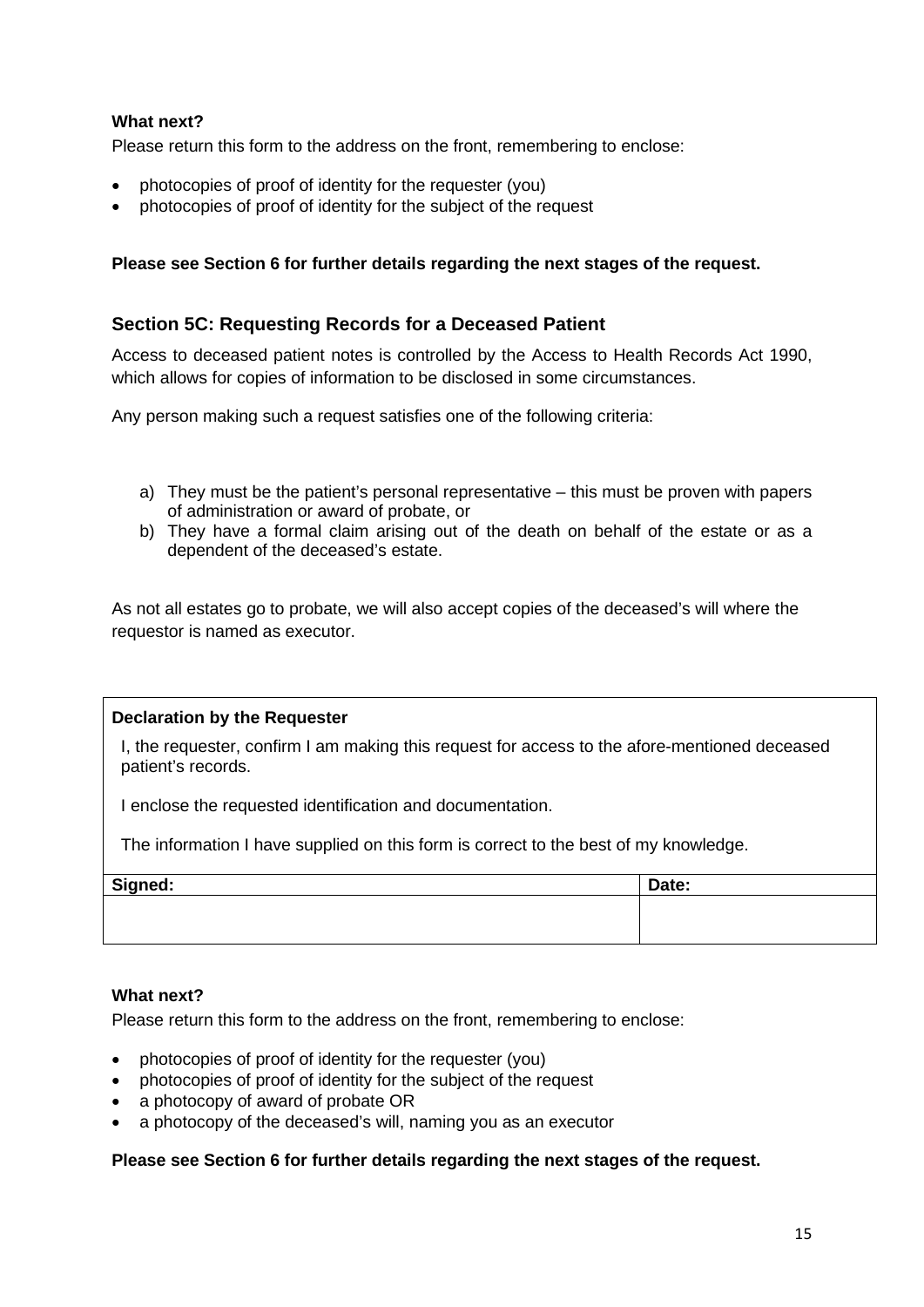**What next?**

Please return this form to the address on the front, remembering to enclose:

- photocopies of proof of identity for the requester (you)
- photocopies of proof of identity for the subject of the request

**Please see Section 6 for further details regarding the next stages of the request.**

## Section 5C: Requesting Records for a Deceased Patient

Access to deceased patient notes is controlled by the Access to Health Records Act 1990, which allows for copies of information to be disclosed in some circumstances.

Any person making such a request satisfies one of the following criteria:

a) They must be the patient's personal representative – this must be proven with papers of administration or award of probate, or
b) They have a formal claim arising out of the death on behalf of the estate or as a dependent of the deceased's estate.

As not all estates go to probate, we will also accept copies of the deceased's will where the requestor is named as executor.

**Declaration by the Requester**

I, the requester, confirm I am making this request for access to the afore-mentioned deceased patient's records.

I enclose the requested identification and documentation.

The information I have supplied on this form is correct to the best of my knowledge.

| Signed: | Date: |
|---|---|
| | |

**What next?**

Please return this form to the address on the front, remembering to enclose:

- photocopies of proof of identity for the requester (you)
- photocopies of proof of identity for the subject of the request
- a photocopy of award of probate OR
- a photocopy of the deceased's will, naming you as an executor

**Please see Section 6 for further details regarding the next stages of the request.**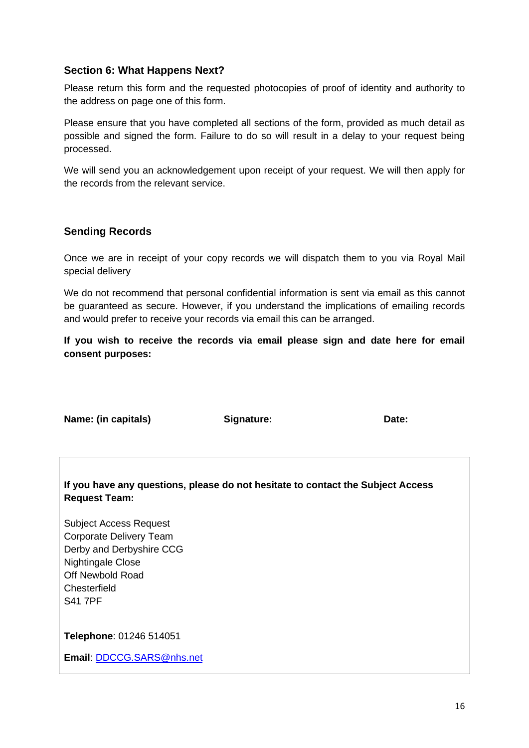## Section 6: What Happens Next?

Please return this form and the requested photocopies of proof of identity and authority to the address on page one of this form.

Please ensure that you have completed all sections of the form, provided as much detail as possible and signed the form. Failure to do so will result in a delay to your request being processed.

We will send you an acknowledgement upon receipt of your request. We will then apply for the records from the relevant service.

## Sending Records

Once we are in receipt of your copy records we will dispatch them to you via Royal Mail special delivery

We do not recommend that personal confidential information is sent via email as this cannot be guaranteed as secure. However, if you understand the implications of emailing records and would prefer to receive your records via email this can be arranged.

**If you wish to receive the records via email please sign and date here for email consent purposes:**

**Name: (in capitals)** **Signature:** **Date:**

**If you have any questions, please do not hesitate to contact the Subject Access Request Team:**

Subject Access Request
Corporate Delivery Team
Derby and Derbyshire CCG
Nightingale Close
Off Newbold Road
Chesterfield
S41 7PF

**Telephone**: 01246 514051

**Email**: DDCCG.SARS@nhs.net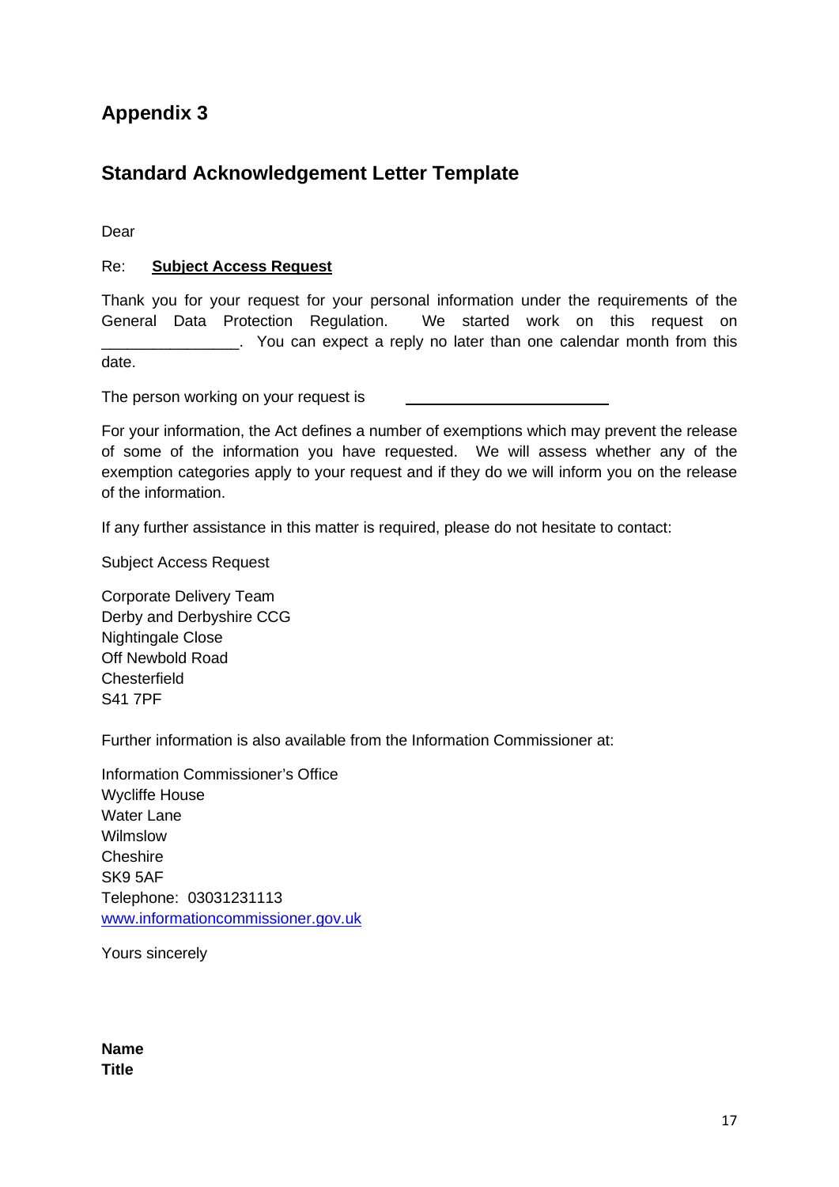## Appendix 3

## Standard Acknowledgement Letter Template

Dear

Re: **Subject Access Request**

Thank you for your request for your personal information under the requirements of the General Data Protection Regulation. We started work on this request on ________________. You can expect a reply no later than one calendar month from this date.

The person working on your request is ______________________

For your information, the Act defines a number of exemptions which may prevent the release of some of the information you have requested. We will assess whether any of the exemption categories apply to your request and if they do we will inform you on the release of the information.

If any further assistance in this matter is required, please do not hesitate to contact:

Subject Access Request

Corporate Delivery Team
Derby and Derbyshire CCG
Nightingale Close
Off Newbold Road
Chesterfield
S41 7PF

Further information is also available from the Information Commissioner at:

Information Commissioner's Office
Wycliffe House
Water Lane
Wilmslow
Cheshire
SK9 5AF
Telephone: 03031231113
www.informationcommissioner.gov.uk

Yours sincerely

**Name**
**Title**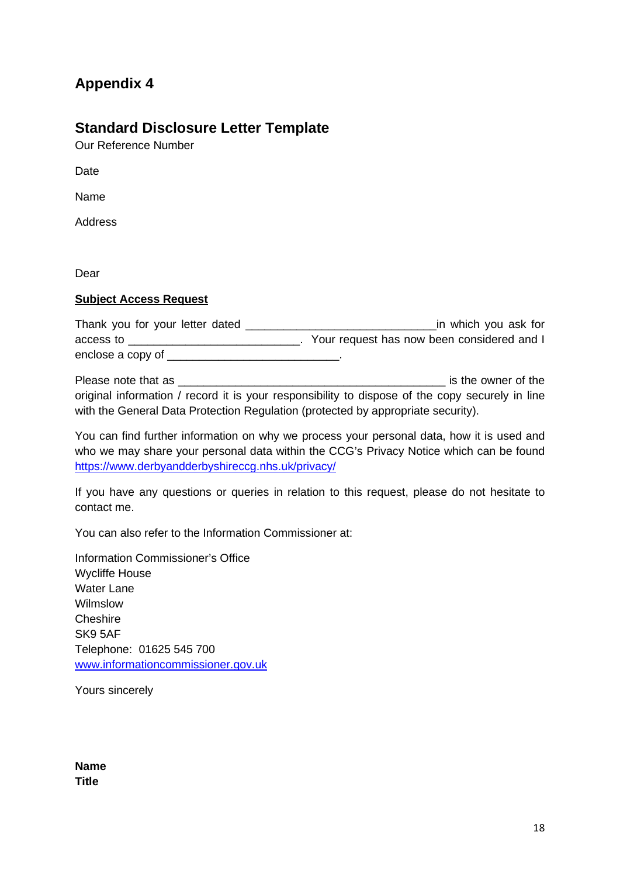## Appendix 4

## Standard Disclosure Letter Template

Our Reference Number

Date

Name

Address

Dear

**Subject Access Request**

Thank you for your letter dated ______________________________in which you ask for access to ___________________________. Your request has now been considered and I enclose a copy of ___________________________.

Please note that as __________________________________________ is the owner of the original information / record it is your responsibility to dispose of the copy securely in line with the General Data Protection Regulation (protected by appropriate security).

You can find further information on why we process your personal data, how it is used and who we may share your personal data within the CCG's Privacy Notice which can be found [https://www.derbyandderbyshireccg.nhs.uk/privacy/](https://www.derbyandderbyshireccg.nhs.uk/privacy/)

If you have any questions or queries in relation to this request, please do not hesitate to contact me.

You can also refer to the Information Commissioner at:

Information Commissioner's Office
Wycliffe House
Water Lane
Wilmslow
Cheshire
SK9 5AF
Telephone: 01625 545 700
[www.informationcommissioner.gov.uk](http://www.informationcommissioner.gov.uk)

Yours sincerely

**Name**
**Title**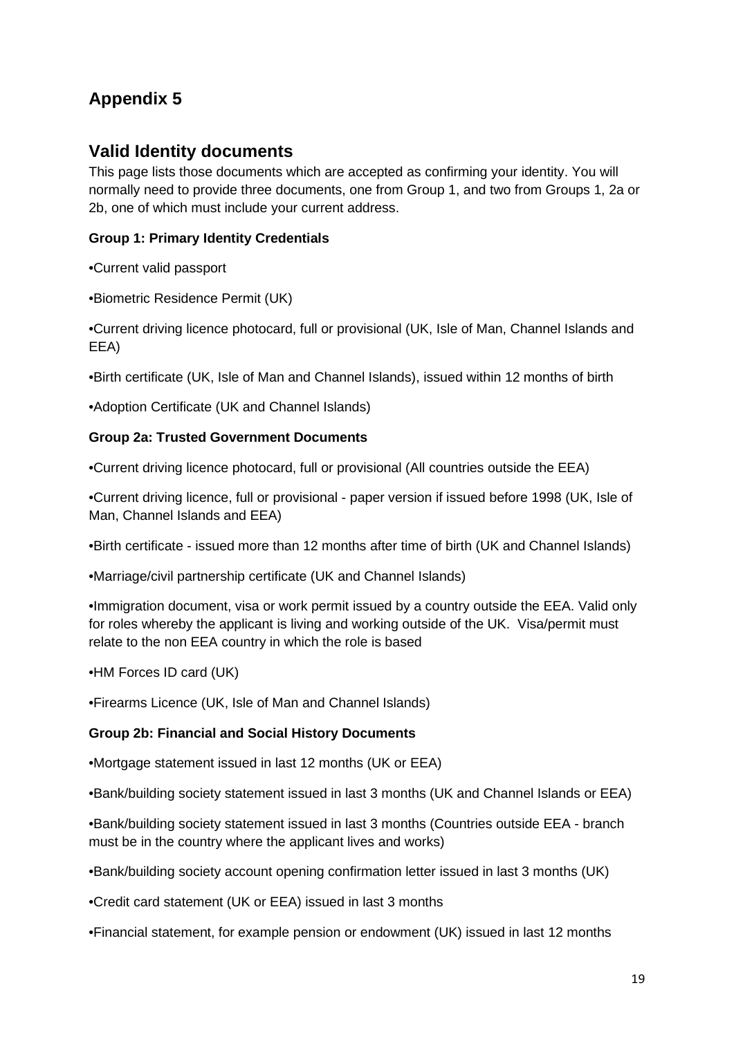## Appendix 5

## Valid Identity documents

This page lists those documents which are accepted as confirming your identity. You will normally need to provide three documents, one from Group 1, and two from Groups 1, 2a or 2b, one of which must include your current address.

**Group 1: Primary Identity Credentials**

•Current valid passport

•Biometric Residence Permit (UK)

•Current driving licence photocard, full or provisional (UK, Isle of Man, Channel Islands and EEA)

•Birth certificate (UK, Isle of Man and Channel Islands), issued within 12 months of birth

•Adoption Certificate (UK and Channel Islands)

**Group 2a: Trusted Government Documents**

•Current driving licence photocard, full or provisional (All countries outside the EEA)

•Current driving licence, full or provisional - paper version if issued before 1998 (UK, Isle of Man, Channel Islands and EEA)

•Birth certificate - issued more than 12 months after time of birth (UK and Channel Islands)

•Marriage/civil partnership certificate (UK and Channel Islands)

•Immigration document, visa or work permit issued by a country outside the EEA. Valid only for roles whereby the applicant is living and working outside of the UK. Visa/permit must relate to the non EEA country in which the role is based

•HM Forces ID card (UK)

•Firearms Licence (UK, Isle of Man and Channel Islands)

**Group 2b: Financial and Social History Documents**

•Mortgage statement issued in last 12 months (UK or EEA)

•Bank/building society statement issued in last 3 months (UK and Channel Islands or EEA)

•Bank/building society statement issued in last 3 months (Countries outside EEA - branch must be in the country where the applicant lives and works)

•Bank/building society account opening confirmation letter issued in last 3 months (UK)

•Credit card statement (UK or EEA) issued in last 3 months

•Financial statement, for example pension or endowment (UK) issued in last 12 months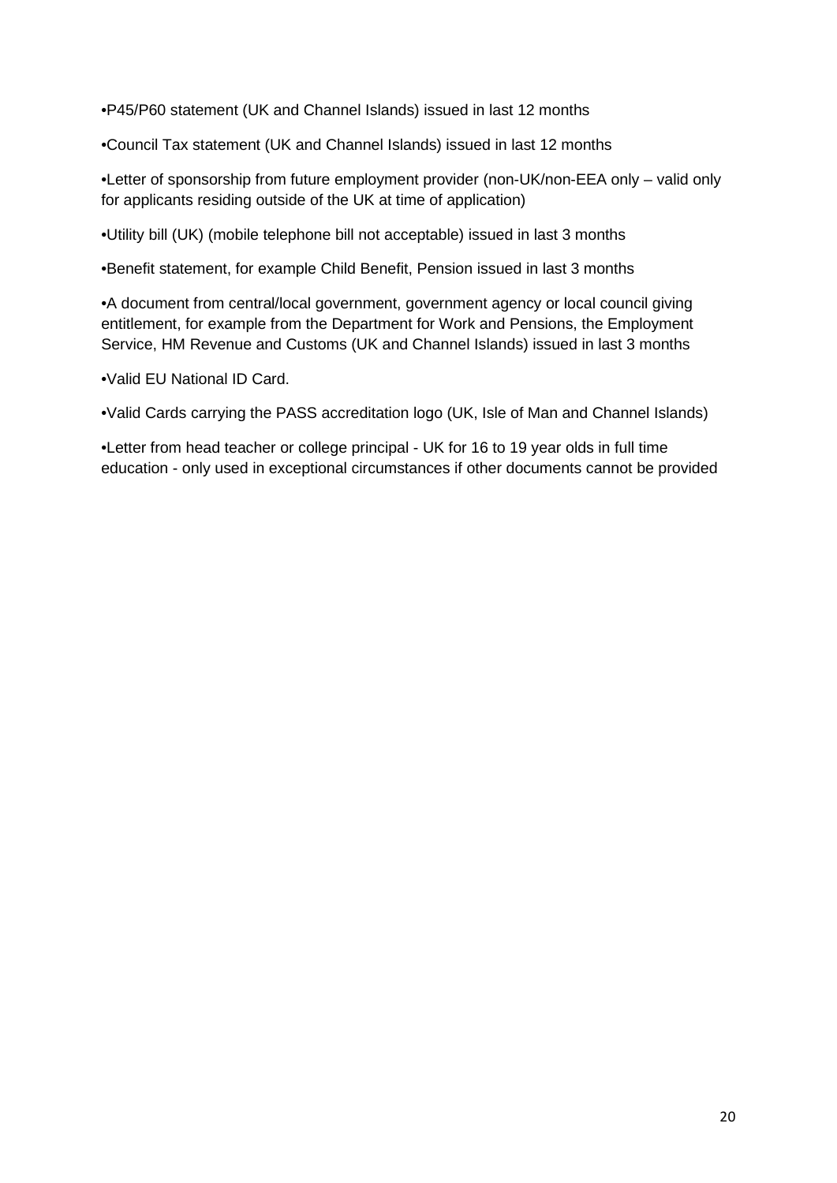- P45/P60 statement (UK and Channel Islands) issued in last 12 months
- Council Tax statement (UK and Channel Islands) issued in last 12 months
- Letter of sponsorship from future employment provider (non-UK/non-EEA only – valid only for applicants residing outside of the UK at time of application)
- Utility bill (UK) (mobile telephone bill not acceptable) issued in last 3 months
- Benefit statement, for example Child Benefit, Pension issued in last 3 months
- A document from central/local government, government agency or local council giving entitlement, for example from the Department for Work and Pensions, the Employment Service, HM Revenue and Customs (UK and Channel Islands) issued in last 3 months
- Valid EU National ID Card.
- Valid Cards carrying the PASS accreditation logo (UK, Isle of Man and Channel Islands)
- Letter from head teacher or college principal - UK for 16 to 19 year olds in full time education - only used in exceptional circumstances if other documents cannot be provided